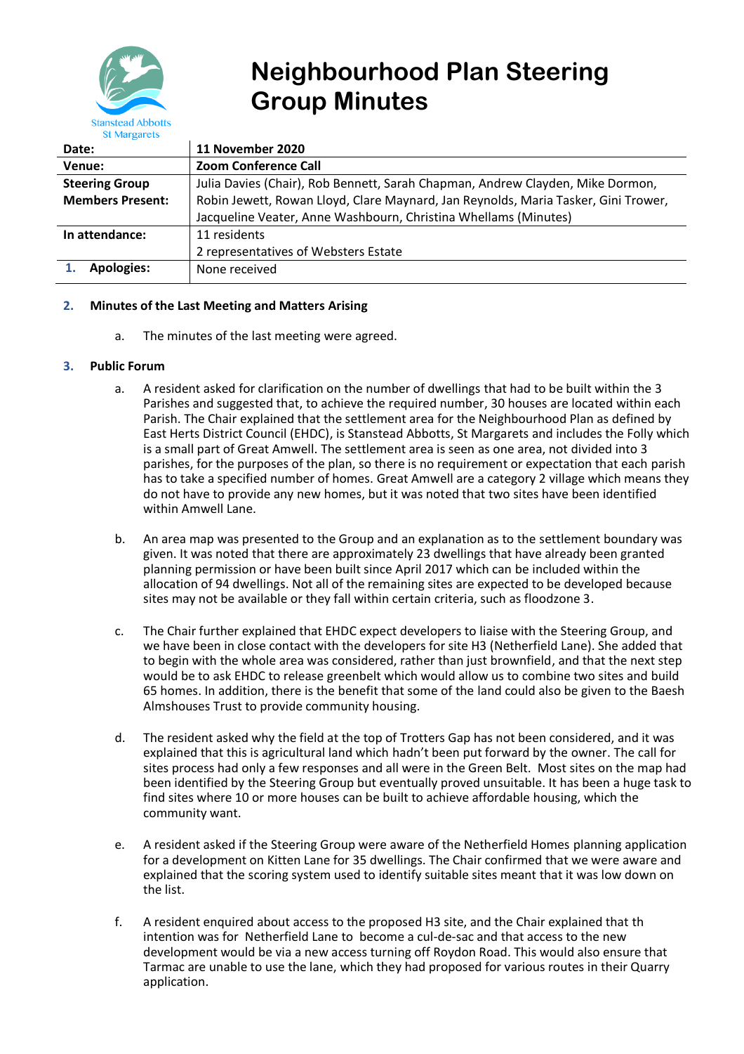# Neighbourhood Plan Steering Group Minutes

| Date: | 11 November 2020 |
|---|---|
| Venue: | Zoom Conference Call |
| Steering Group Members Present: | Julia Davies (Chair), Rob Bennett, Sarah Chapman, Andrew Clayden, Mike Dormon, Robin Jewett, Rowan Lloyd, Clare Maynard, Jan Reynolds, Maria Tasker, Gini Trower, Jacqueline Veater, Anne Washbourn, Christina Whellams (Minutes) |
| In attendance: | 11 residents<br>2 representatives of Websters Estate |
| 1. Apologies: | None received |

**2. Minutes of the Last Meeting and Matters Arising**

a. The minutes of the last meeting were agreed.

**3. Public Forum**

a. A resident asked for clarification on the number of dwellings that had to be built within the 3 Parishes and suggested that, to achieve the required number, 30 houses are located within each Parish. The Chair explained that the settlement area for the Neighbourhood Plan as defined by East Herts District Council (EHDC), is Stanstead Abbotts, St Margarets and includes the Folly which is a small part of Great Amwell. The settlement area is seen as one area, not divided into 3 parishes, for the purposes of the plan, so there is no requirement or expectation that each parish has to take a specified number of homes. Great Amwell are a category 2 village which means they do not have to provide any new homes, but it was noted that two sites have been identified within Amwell Lane.

b. An area map was presented to the Group and an explanation as to the settlement boundary was given. It was noted that there are approximately 23 dwellings that have already been granted planning permission or have been built since April 2017 which can be included within the allocation of 94 dwellings. Not all of the remaining sites are expected to be developed because sites may not be available or they fall within certain criteria, such as floodzone 3.

c. The Chair further explained that EHDC expect developers to liaise with the Steering Group, and we have been in close contact with the developers for site H3 (Netherfield Lane). She added that to begin with the whole area was considered, rather than just brownfield, and that the next step would be to ask EHDC to release greenbelt which would allow us to combine two sites and build 65 homes. In addition, there is the benefit that some of the land could also be given to the Baesh Almshouses Trust to provide community housing.

d. The resident asked why the field at the top of Trotters Gap has not been considered, and it was explained that this is agricultural land which hadn't been put forward by the owner. The call for sites process had only a few responses and all were in the Green Belt. Most sites on the map had been identified by the Steering Group but eventually proved unsuitable. It has been a huge task to find sites where 10 or more houses can be built to achieve affordable housing, which the community want.

e. A resident asked if the Steering Group were aware of the Netherfield Homes planning application for a development on Kitten Lane for 35 dwellings. The Chair confirmed that we were aware and explained that the scoring system used to identify suitable sites meant that it was low down on the list.

f. A resident enquired about access to the proposed H3 site, and the Chair explained that th intention was for Netherfield Lane to become a cul-de-sac and that access to the new development would be via a new access turning off Roydon Road. This would also ensure that Tarmac are unable to use the lane, which they had proposed for various routes in their Quarry application.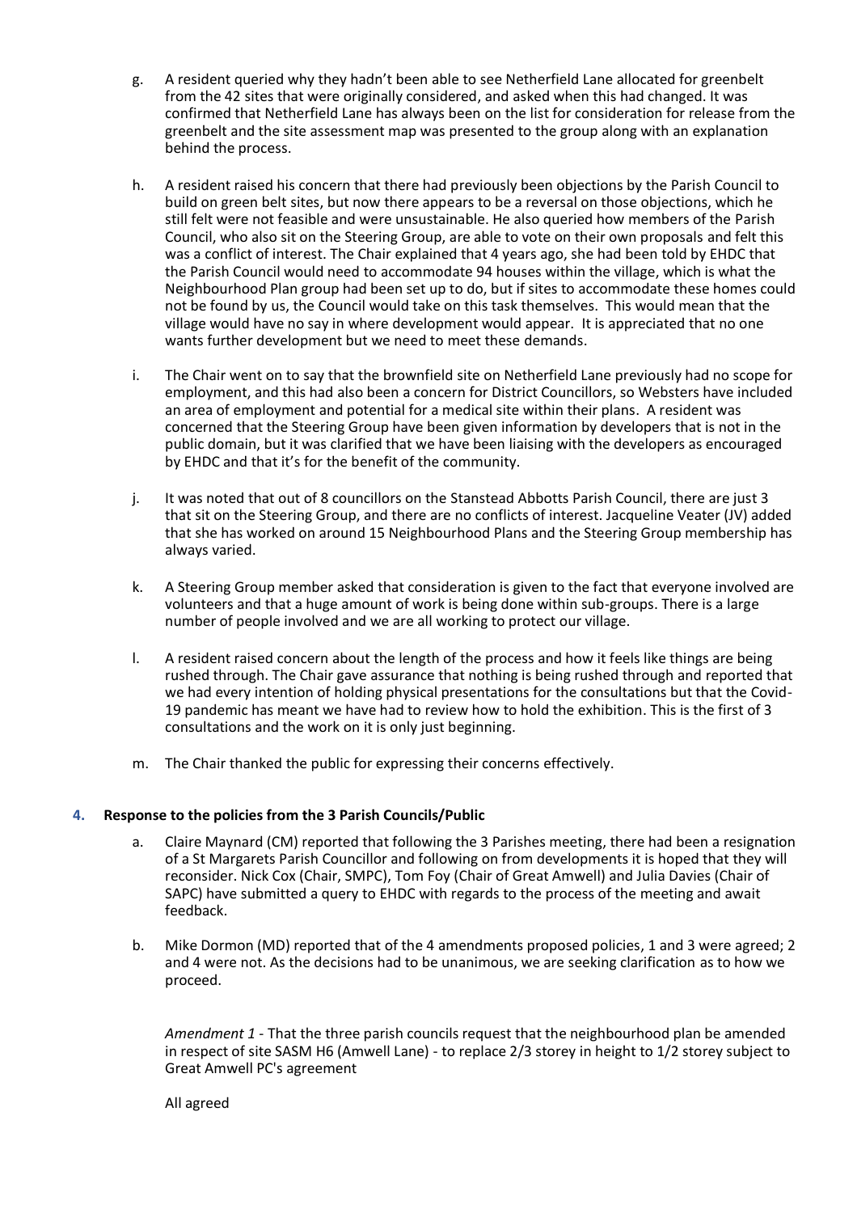g. A resident queried why they hadn't been able to see Netherfield Lane allocated for greenbelt from the 42 sites that were originally considered, and asked when this had changed. It was confirmed that Netherfield Lane has always been on the list for consideration for release from the greenbelt and the site assessment map was presented to the group along with an explanation behind the process.

h. A resident raised his concern that there had previously been objections by the Parish Council to build on green belt sites, but now there appears to be a reversal on those objections, which he still felt were not feasible and were unsustainable. He also queried how members of the Parish Council, who also sit on the Steering Group, are able to vote on their own proposals and felt this was a conflict of interest. The Chair explained that 4 years ago, she had been told by EHDC that the Parish Council would need to accommodate 94 houses within the village, which is what the Neighbourhood Plan group had been set up to do, but if sites to accommodate these homes could not be found by us, the Council would take on this task themselves. This would mean that the village would have no say in where development would appear. It is appreciated that no one wants further development but we need to meet these demands.

i. The Chair went on to say that the brownfield site on Netherfield Lane previously had no scope for employment, and this had also been a concern for District Councillors, so Websters have included an area of employment and potential for a medical site within their plans. A resident was concerned that the Steering Group have been given information by developers that is not in the public domain, but it was clarified that we have been liaising with the developers as encouraged by EHDC and that it's for the benefit of the community.

j. It was noted that out of 8 councillors on the Stanstead Abbotts Parish Council, there are just 3 that sit on the Steering Group, and there are no conflicts of interest. Jacqueline Veater (JV) added that she has worked on around 15 Neighbourhood Plans and the Steering Group membership has always varied.

k. A Steering Group member asked that consideration is given to the fact that everyone involved are volunteers and that a huge amount of work is being done within sub-groups. There is a large number of people involved and we are all working to protect our village.

l. A resident raised concern about the length of the process and how it feels like things are being rushed through. The Chair gave assurance that nothing is being rushed through and reported that we had every intention of holding physical presentations for the consultations but that the Covid-19 pandemic has meant we have had to review how to hold the exhibition. This is the first of 3 consultations and the work on it is only just beginning.

m. The Chair thanked the public for expressing their concerns effectively.

## 4. Response to the policies from the 3 Parish Councils/Public

a. Claire Maynard (CM) reported that following the 3 Parishes meeting, there had been a resignation of a St Margarets Parish Councillor and following on from developments it is hoped that they will reconsider. Nick Cox (Chair, SMPC), Tom Foy (Chair of Great Amwell) and Julia Davies (Chair of SAPC) have submitted a query to EHDC with regards to the process of the meeting and await feedback.

b. Mike Dormon (MD) reported that of the 4 amendments proposed policies, 1 and 3 were agreed; 2 and 4 were not. As the decisions had to be unanimous, we are seeking clarification as to how we proceed.

*Amendment 1* - That the three parish councils request that the neighbourhood plan be amended in respect of site SASM H6 (Amwell Lane) - to replace 2/3 storey in height to 1/2 storey subject to Great Amwell PC's agreement

All agreed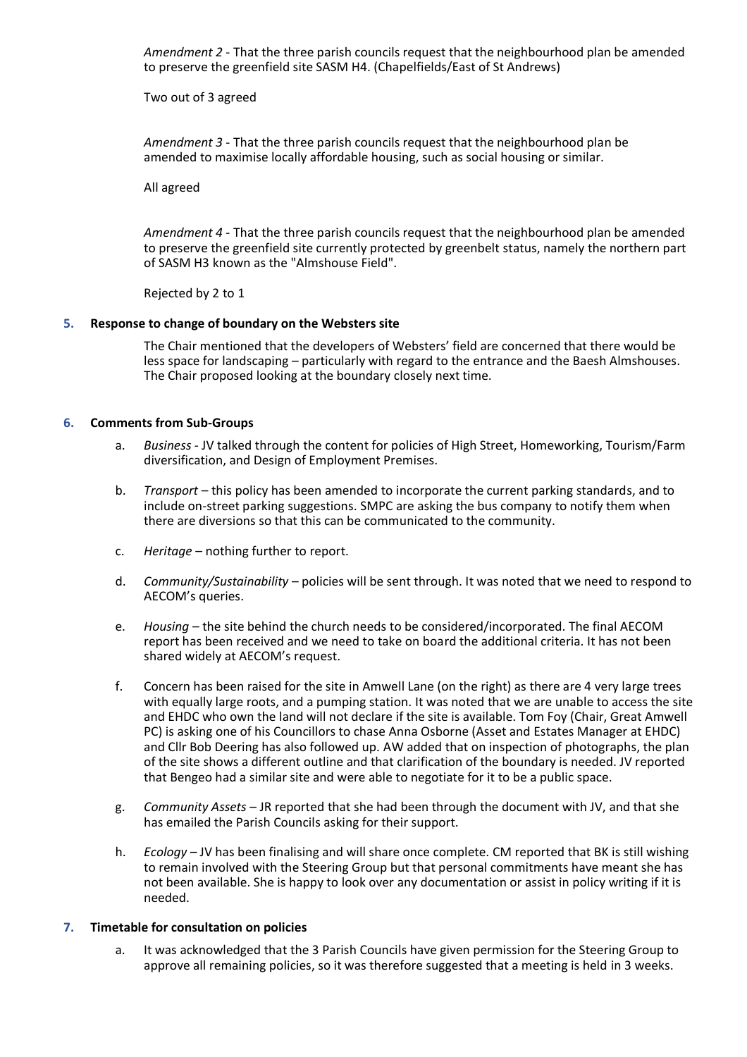*Amendment 2* - That the three parish councils request that the neighbourhood plan be amended to preserve the greenfield site SASM H4. (Chapelfields/East of St Andrews)

Two out of 3 agreed

*Amendment 3* - That the three parish councils request that the neighbourhood plan be amended to maximise locally affordable housing, such as social housing or similar.

All agreed

*Amendment 4* - That the three parish councils request that the neighbourhood plan be amended to preserve the greenfield site currently protected by greenbelt status, namely the northern part of SASM H3 known as the "Almshouse Field".

Rejected by 2 to 1

### 5. Response to change of boundary on the Websters site

The Chair mentioned that the developers of Websters' field are concerned that there would be less space for landscaping – particularly with regard to the entrance and the Baesh Almshouses. The Chair proposed looking at the boundary closely next time.

### 6. Comments from Sub-Groups

a. *Business* - JV talked through the content for policies of High Street, Homeworking, Tourism/Farm diversification, and Design of Employment Premises.

b. *Transport* – this policy has been amended to incorporate the current parking standards, and to include on-street parking suggestions. SMPC are asking the bus company to notify them when there are diversions so that this can be communicated to the community.

c. *Heritage* – nothing further to report.

d. *Community/Sustainability* – policies will be sent through. It was noted that we need to respond to AECOM's queries.

e. *Housing* – the site behind the church needs to be considered/incorporated. The final AECOM report has been received and we need to take on board the additional criteria. It has not been shared widely at AECOM's request.

f. Concern has been raised for the site in Amwell Lane (on the right) as there are 4 very large trees with equally large roots, and a pumping station. It was noted that we are unable to access the site and EHDC who own the land will not declare if the site is available. Tom Foy (Chair, Great Amwell PC) is asking one of his Councillors to chase Anna Osborne (Asset and Estates Manager at EHDC) and Cllr Bob Deering has also followed up. AW added that on inspection of photographs, the plan of the site shows a different outline and that clarification of the boundary is needed. JV reported that Bengeo had a similar site and were able to negotiate for it to be a public space.

g. *Community Assets* – JR reported that she had been through the document with JV, and that she has emailed the Parish Councils asking for their support.

h. *Ecology* – JV has been finalising and will share once complete. CM reported that BK is still wishing to remain involved with the Steering Group but that personal commitments have meant she has not been available. She is happy to look over any documentation or assist in policy writing if it is needed.

### 7. Timetable for consultation on policies

a. It was acknowledged that the 3 Parish Councils have given permission for the Steering Group to approve all remaining policies, so it was therefore suggested that a meeting is held in 3 weeks.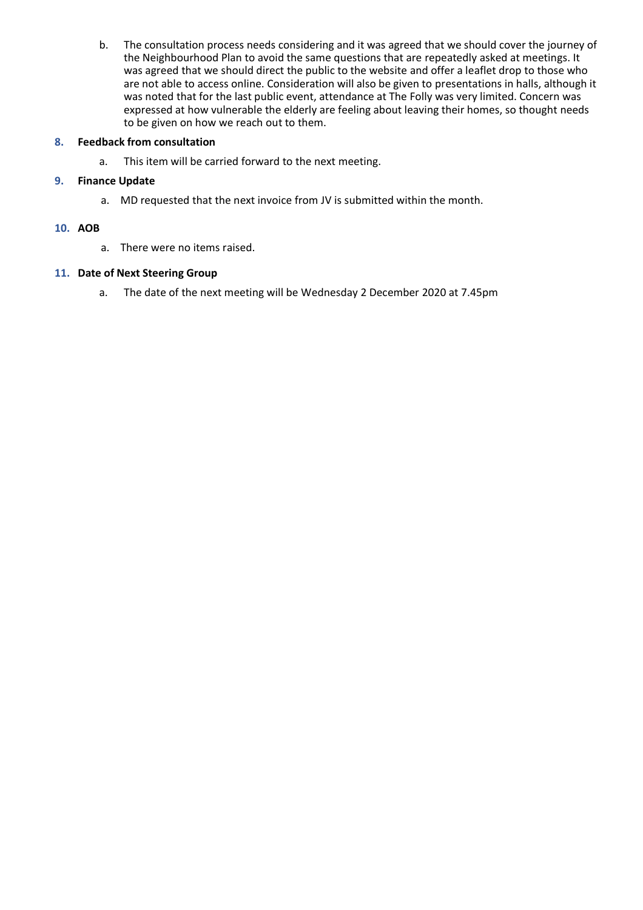b. The consultation process needs considering and it was agreed that we should cover the journey of the Neighbourhood Plan to avoid the same questions that are repeatedly asked at meetings. It was agreed that we should direct the public to the website and offer a leaflet drop to those who are not able to access online. Consideration will also be given to presentations in halls, although it was noted that for the last public event, attendance at The Folly was very limited. Concern was expressed at how vulnerable the elderly are feeling about leaving their homes, so thought needs to be given on how we reach out to them.

**8. Feedback from consultation**

a. This item will be carried forward to the next meeting.

**9. Finance Update**

a. MD requested that the next invoice from JV is submitted within the month.

**10. AOB**

a. There were no items raised.

**11. Date of Next Steering Group**

a. The date of the next meeting will be Wednesday 2 December 2020 at 7.45pm